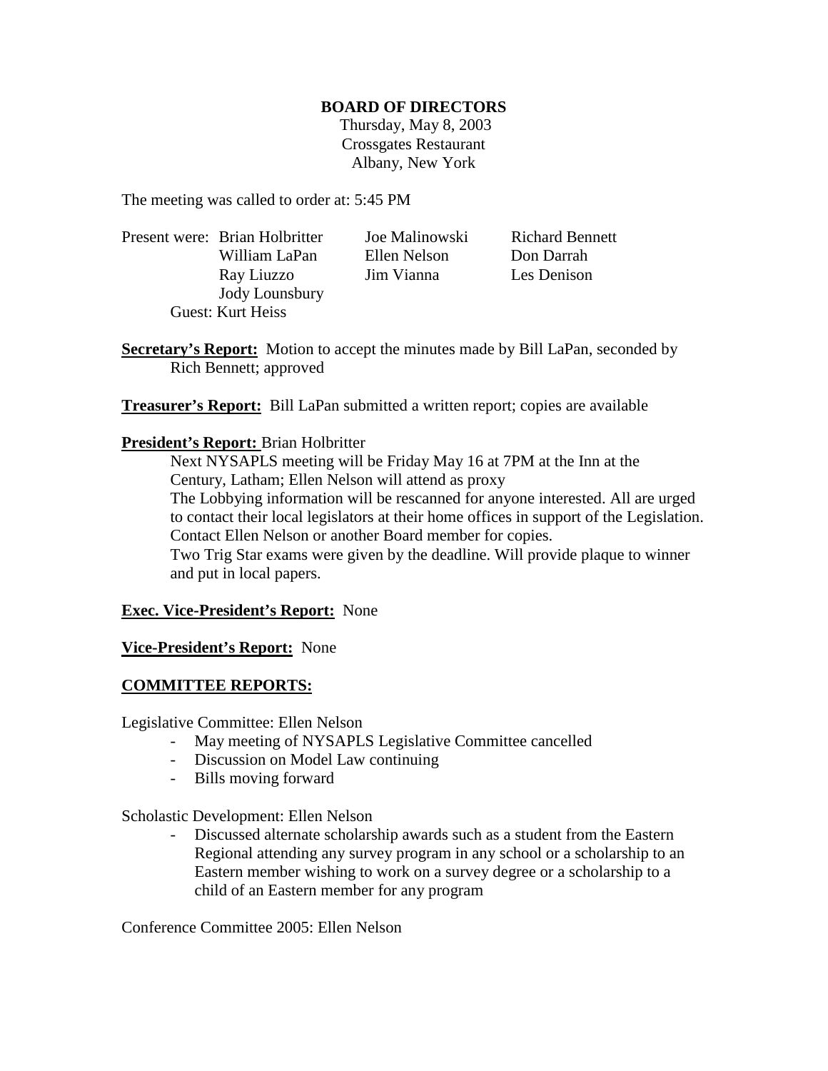**BOARD OF DIRECTORS**

Thursday, May 8, 2003
Crossgates Restaurant
Albany, New York

The meeting was called to order at: 5:45 PM

Present were: Brian Holbritter, Joe Malinowski, Richard Bennett, William LaPan, Ellen Nelson, Don Darrah, Ray Liuzzo, Jim Vianna, Les Denison, Jody Lounsbury

Guest: Kurt Heiss

**Secretary's Report:** Motion to accept the minutes made by Bill LaPan, seconded by Rich Bennett; approved

**Treasurer's Report:** Bill LaPan submitted a written report; copies are available

**President's Report:** Brian Holbritter

Next NYSAPLS meeting will be Friday May 16 at 7PM at the Inn at the Century, Latham; Ellen Nelson will attend as proxy

The Lobbying information will be rescanned for anyone interested. All are urged to contact their local legislators at their home offices in support of the Legislation. Contact Ellen Nelson or another Board member for copies.

Two Trig Star exams were given by the deadline. Will provide plaque to winner and put in local papers.

**Exec. Vice-President's Report:** None

**Vice-President's Report:** None

**COMMITTEE REPORTS:**

Legislative Committee: Ellen Nelson

- May meeting of NYSAPLS Legislative Committee cancelled
- Discussion on Model Law continuing
- Bills moving forward

Scholastic Development: Ellen Nelson

- Discussed alternate scholarship awards such as a student from the Eastern Regional attending any survey program in any school or a scholarship to an Eastern member wishing to work on a survey degree or a scholarship to a child of an Eastern member for any program

Conference Committee 2005: Ellen Nelson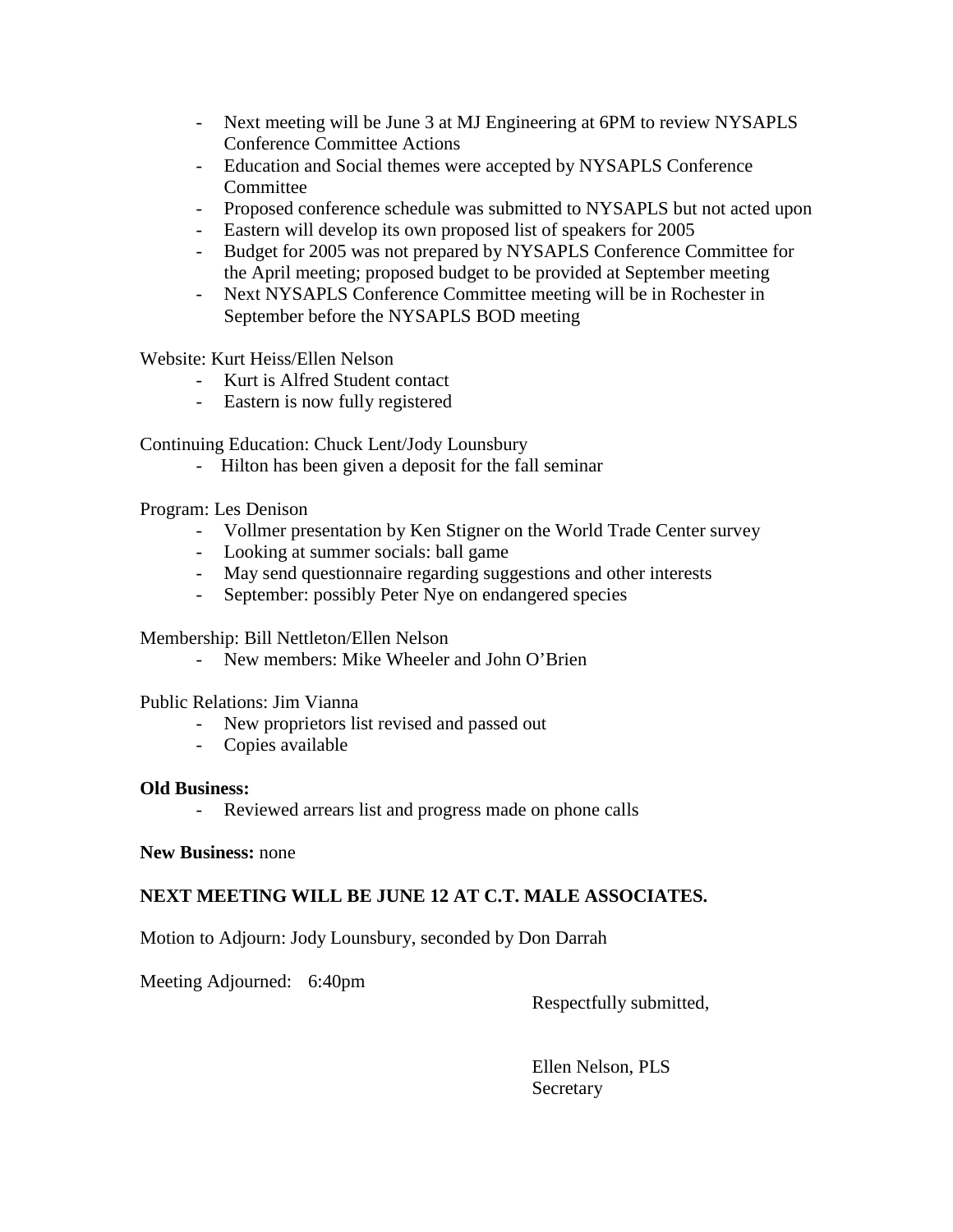- Next meeting will be June 3 at MJ Engineering at 6PM to review NYSAPLS Conference Committee Actions
- Education and Social themes were accepted by NYSAPLS Conference Committee
- Proposed conference schedule was submitted to NYSAPLS but not acted upon
- Eastern will develop its own proposed list of speakers for 2005
- Budget for 2005 was not prepared by NYSAPLS Conference Committee for the April meeting; proposed budget to be provided at September meeting
- Next NYSAPLS Conference Committee meeting will be in Rochester in September before the NYSAPLS BOD meeting

Website: Kurt Heiss/Ellen Nelson

- Kurt is Alfred Student contact
- Eastern is now fully registered

Continuing Education: Chuck Lent/Jody Lounsbury

- Hilton has been given a deposit for the fall seminar

Program: Les Denison

- Vollmer presentation by Ken Stigner on the World Trade Center survey
- Looking at summer socials: ball game
- May send questionnaire regarding suggestions and other interests
- September: possibly Peter Nye on endangered species

Membership: Bill Nettleton/Ellen Nelson

- New members: Mike Wheeler and John O'Brien

Public Relations: Jim Vianna

- New proprietors list revised and passed out
- Copies available

**Old Business:**

- Reviewed arrears list and progress made on phone calls

**New Business:** none

**NEXT MEETING WILL BE JUNE 12 AT C.T. MALE ASSOCIATES.**

Motion to Adjourn: Jody Lounsbury, seconded by Don Darrah

Meeting Adjourned: 6:40pm

Respectfully submitted,

Ellen Nelson, PLS
Secretary